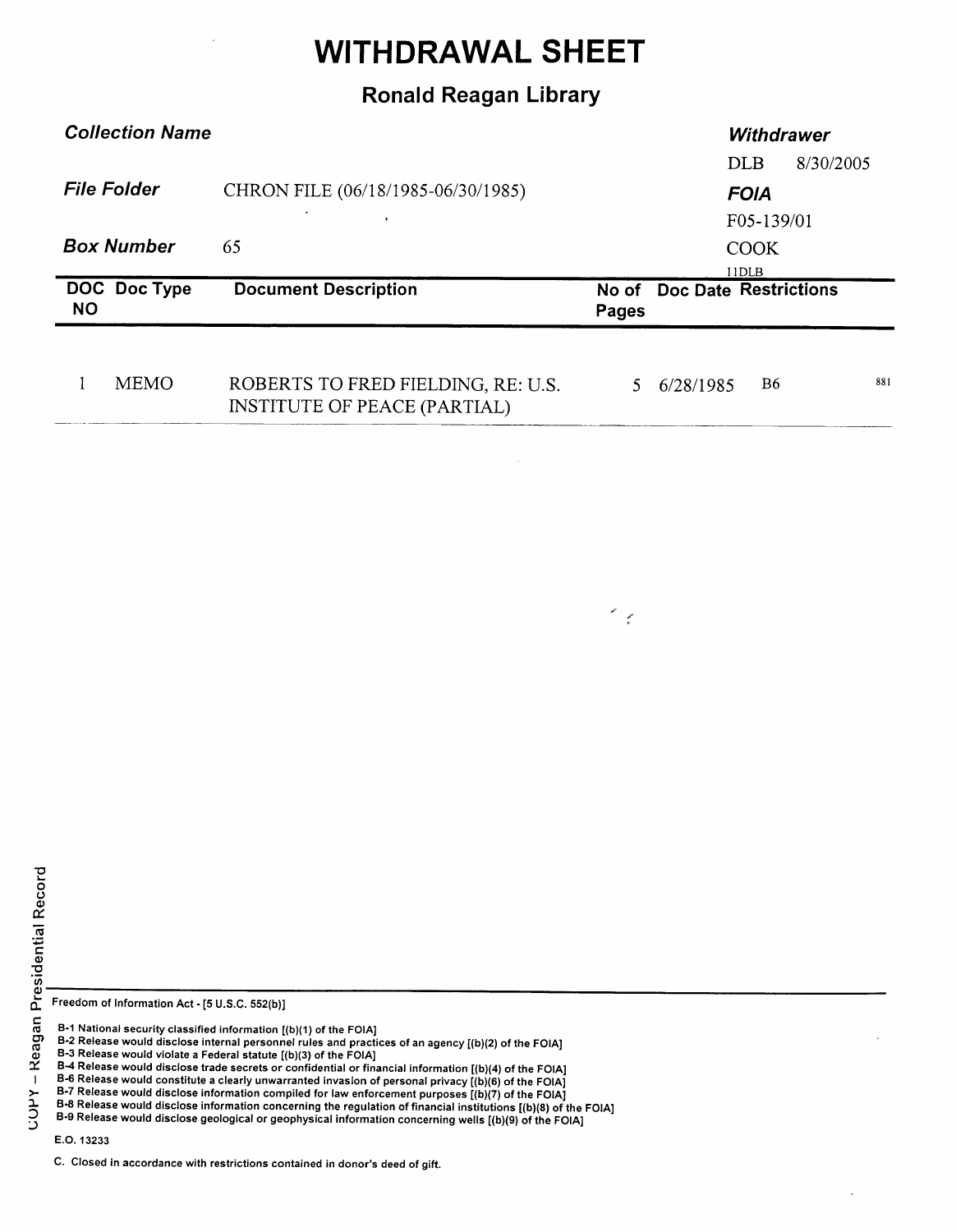# WITHDRAWAL SHEET

## Ronald Reagan Library

| | | |
|---|---|---|
| ***Collection Name*** | | ***Withdrawer*** |
| | | DLB 8/30/2005 |
| ***File Folder*** | CHRON FILE (06/18/1985-06/30/1985) | ***FOIA*** |
| | | F05-139/01 |
| ***Box Number*** | 65 | COOK |
| | | 11DLB |

| DOC NO | Doc Type | Document Description | No of Pages | Doc Date | Restrictions | |
|---|---|---|---|---|---|---|
| 1 | MEMO | ROBERTS TO FRED FIELDING, RE: U.S. INSTITUTE OF PEACE (PARTIAL) | 5 | 6/28/1985 | B6 | 881 |

Freedom of Information Act - [5 U.S.C. 552(b)]

B-1 National security classified information [(b)(1) of the FOIA]
B-2 Release would disclose internal personnel rules and practices of an agency [(b)(2) of the FOIA]
B-3 Release would violate a Federal statute [(b)(3) of the FOIA]
B-4 Release would disclose trade secrets or confidential or financial information [(b)(4) of the FOIA]
B-6 Release would constitute a clearly unwarranted invasion of personal privacy [(b)(6) of the FOIA]
B-7 Release would disclose information compiled for law enforcement purposes [(b)(7) of the FOIA]
B-8 Release would disclose information concerning the regulation of financial institutions [(b)(8) of the FOIA]
B-9 Release would disclose geological or geophysical information concerning wells [(b)(9) of the FOIA]

E.O. 13233

C. Closed in accordance with restrictions contained in donor's deed of gift.

COPY – Reagan Presidential Record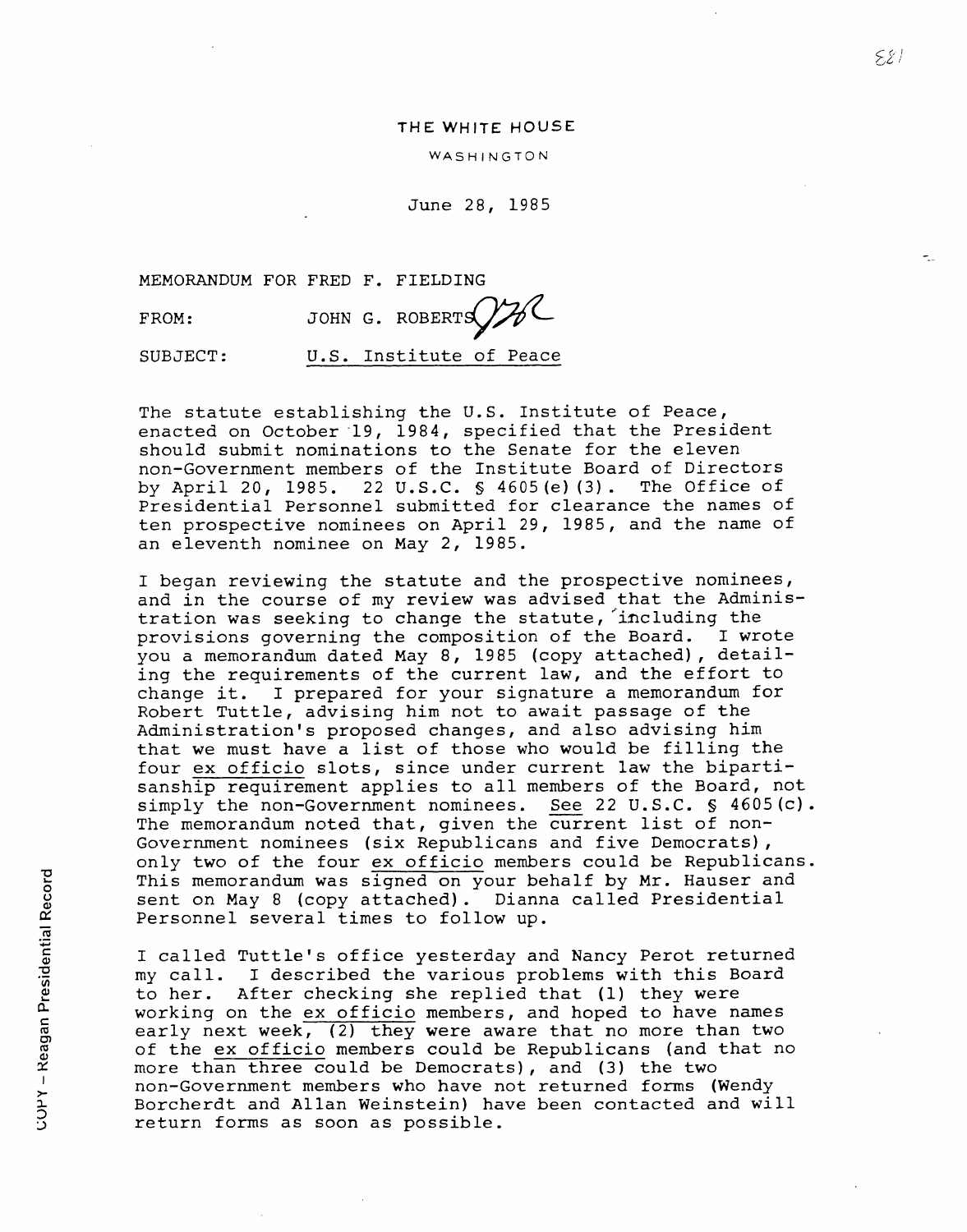THE WHITE HOUSE

WASHINGTON

June 28, 1985

MEMORANDUM FOR FRED F. FIELDING

FROM: JOHN G. ROBERTS

SUBJECT: U.S. Institute of Peace

The statute establishing the U.S. Institute of Peace, enacted on October 19, 1984, specified that the President should submit nominations to the Senate for the eleven non-Government members of the Institute Board of Directors by April 20, 1985. 22 U.S.C. § 4605(e)(3). The Office of Presidential Personnel submitted for clearance the names of ten prospective nominees on April 29, 1985, and the name of an eleventh nominee on May 2, 1985.

I began reviewing the statute and the prospective nominees, and in the course of my review was advised that the Administration was seeking to change the statute, including the provisions governing the composition of the Board. I wrote you a memorandum dated May 8, 1985 (copy attached), detailing the requirements of the current law, and the effort to change it. I prepared for your signature a memorandum for Robert Tuttle, advising him not to await passage of the Administration's proposed changes, and also advising him that we must have a list of those who would be filling the four *ex officio* slots, since under current law the bipartisanship requirement applies to all members of the Board, not simply the non-Government nominees. *See* 22 U.S.C. § 4605(c). The memorandum noted that, given the current list of non-Government nominees (six Republicans and five Democrats), only two of the four *ex officio* members could be Republicans. This memorandum was signed on your behalf by Mr. Hauser and sent on May 8 (copy attached). Dianna called Presidential Personnel several times to follow up.

I called Tuttle's office yesterday and Nancy Perot returned my call. I described the various problems with this Board to her. After checking she replied that (1) they were working on the *ex officio* members, and hoped to have names early next week, (2) they were aware that no more than two of the *ex officio* members could be Republicans (and that no more than three could be Democrats), and (3) the two non-Government members who have not returned forms (Wendy Borcherdt and Allan Weinstein) have been contacted and will return forms as soon as possible.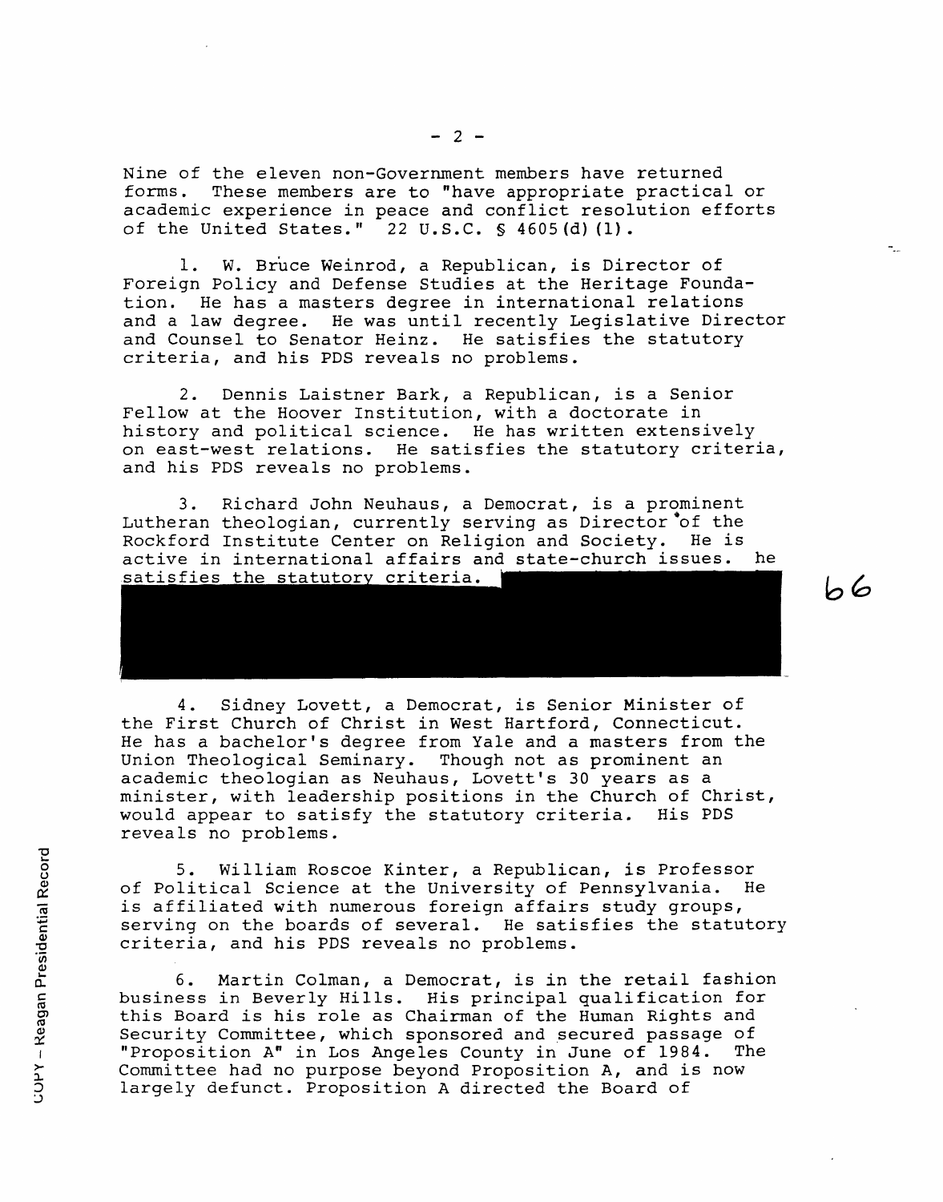Nine of the eleven non-Government members have returned forms. These members are to "have appropriate practical or academic experience in peace and conflict resolution efforts of the United States." 22 U.S.C. § 4605(d)(1).

1. W. Bruce Weinrod, a Republican, is Director of Foreign Policy and Defense Studies at the Heritage Foundation. He has a masters degree in international relations and a law degree. He was until recently Legislative Director and Counsel to Senator Heinz. He satisfies the statutory criteria, and his PDS reveals no problems.

2. Dennis Laistner Bark, a Republican, is a Senior Fellow at the Hoover Institution, with a doctorate in history and political science. He has written extensively on east-west relations. He satisfies the statutory criteria, and his PDS reveals no problems.

3. Richard John Neuhaus, a Democrat, is a prominent Lutheran theologian, currently serving as Director of the Rockford Institute Center on Religion and Society. He is active in international affairs and state-church issues. he satisfies the statutory criteria. [REDACTED] b6

4. Sidney Lovett, a Democrat, is Senior Minister of the First Church of Christ in West Hartford, Connecticut. He has a bachelor's degree from Yale and a masters from the Union Theological Seminary. Though not as prominent an academic theologian as Neuhaus, Lovett's 30 years as a minister, with leadership positions in the Church of Christ, would appear to satisfy the statutory criteria. His PDS reveals no problems.

5. William Roscoe Kinter, a Republican, is Professor of Political Science at the University of Pennsylvania. He is affiliated with numerous foreign affairs study groups, serving on the boards of several. He satisfies the statutory criteria, and his PDS reveals no problems.

6. Martin Colman, a Democrat, is in the retail fashion business in Beverly Hills. His principal qualification for this Board is his role as Chairman of the Human Rights and Security Committee, which sponsored and secured passage of "Proposition A" in Los Angeles County in June of 1984. The Committee had no purpose beyond Proposition A, and is now largely defunct. Proposition A directed the Board of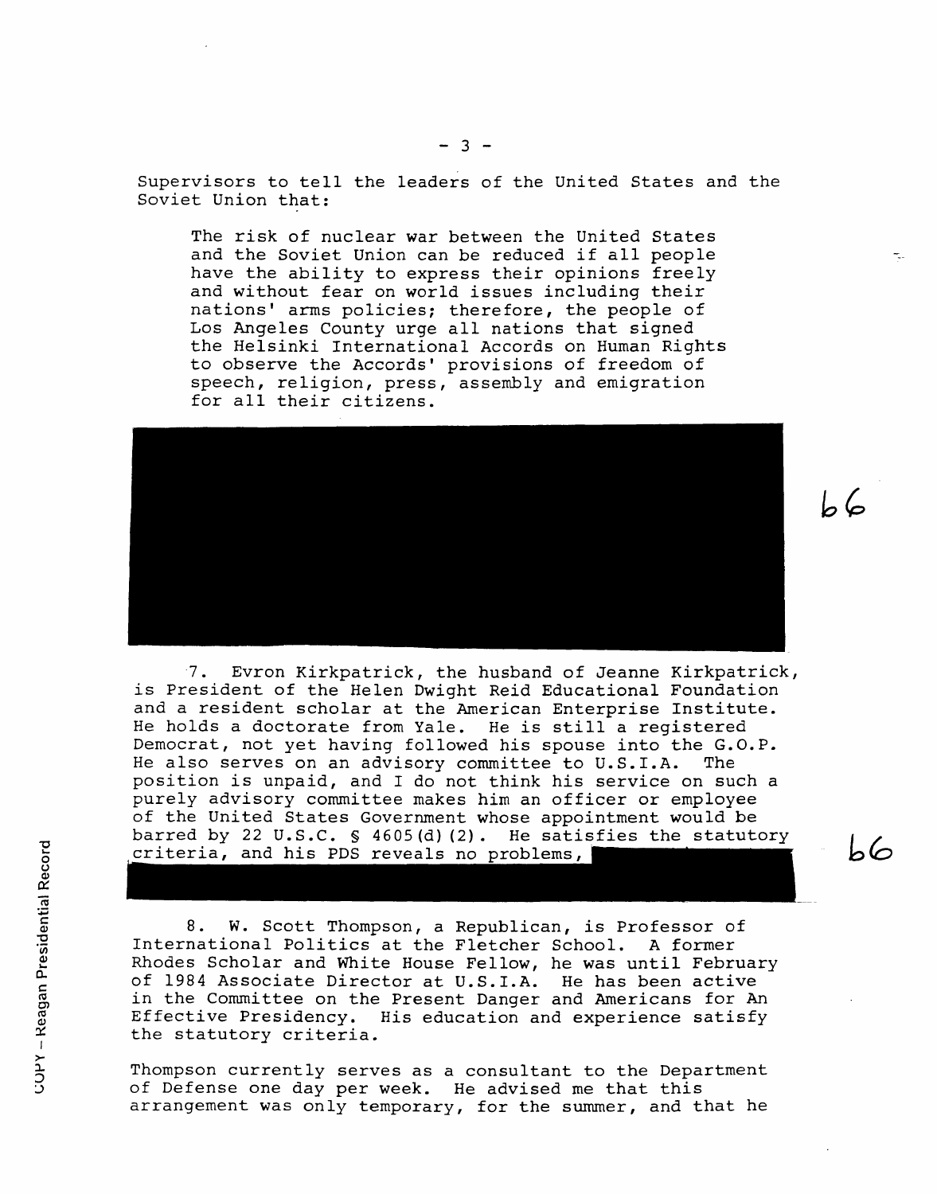Supervisors to tell the leaders of the United States and the Soviet Union that:

> The risk of nuclear war between the United States and the Soviet Union can be reduced if all people have the ability to express their opinions freely and without fear on world issues including their nations' arms policies; therefore, the people of Los Angeles County urge all nations that signed the Helsinki International Accords on Human Rights to observe the Accords' provisions of freedom of speech, religion, press, assembly and emigration for all their citizens.

b6

7. Evron Kirkpatrick, the husband of Jeanne Kirkpatrick, is President of the Helen Dwight Reid Educational Foundation and a resident scholar at the American Enterprise Institute. He holds a doctorate from Yale. He is still a registered Democrat, not yet having followed his spouse into the G.O.P. He also serves on an advisory committee to U.S.I.A. The position is unpaid, and I do not think his service on such a purely advisory committee makes him an officer or employee of the United States Government whose appointment would be barred by 22 U.S.C. § 4605(d)(2). He satisfies the statutory criteria, and his PDS reveals no problems,

b6

8. W. Scott Thompson, a Republican, is Professor of International Politics at the Fletcher School. A former Rhodes Scholar and White House Fellow, he was until February of 1984 Associate Director at U.S.I.A. He has been active in the Committee on the Present Danger and Americans for An Effective Presidency. His education and experience satisfy the statutory criteria.

Thompson currently serves as a consultant to the Department of Defense one day per week. He advised me that this arrangement was only temporary, for the summer, and that he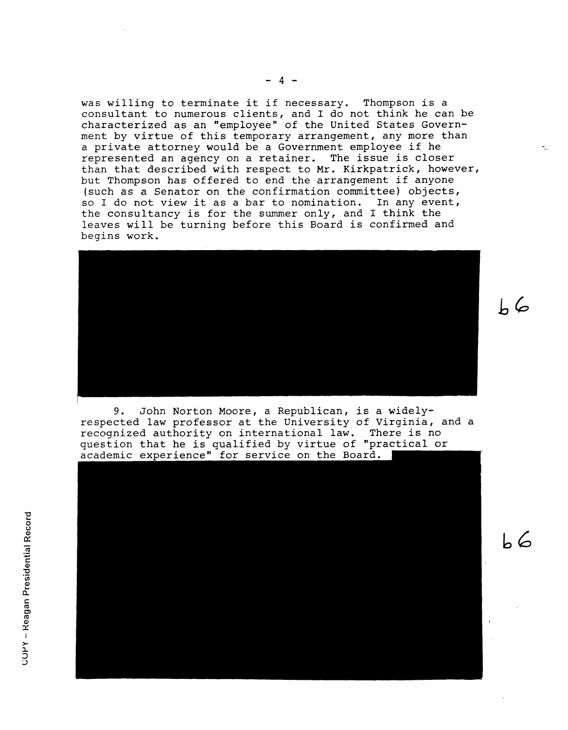was willing to terminate it if necessary. Thompson is a consultant to numerous clients, and I do not think he can be characterized as an "employee" of the United States Government by virtue of this temporary arrangement, any more than a private attorney would be a Government employee if he represented an agency on a retainer. The issue is closer than that described with respect to Mr. Kirkpatrick, however, but Thompson has offered to end the arrangement if anyone (such as a Senator on the confirmation committee) objects, so I do not view it as a bar to nomination. In any event, the consultancy is for the summer only, and I think the leaves will be turning before this Board is confirmed and begins work.

[REDACTED] b6

9. John Norton Moore, a Republican, is a widely-respected law professor at the University of Virginia, and a recognized authority on international law. There is no question that he is qualified by virtue of "practical or academic experience" for service on the Board. [REDACTED]

b6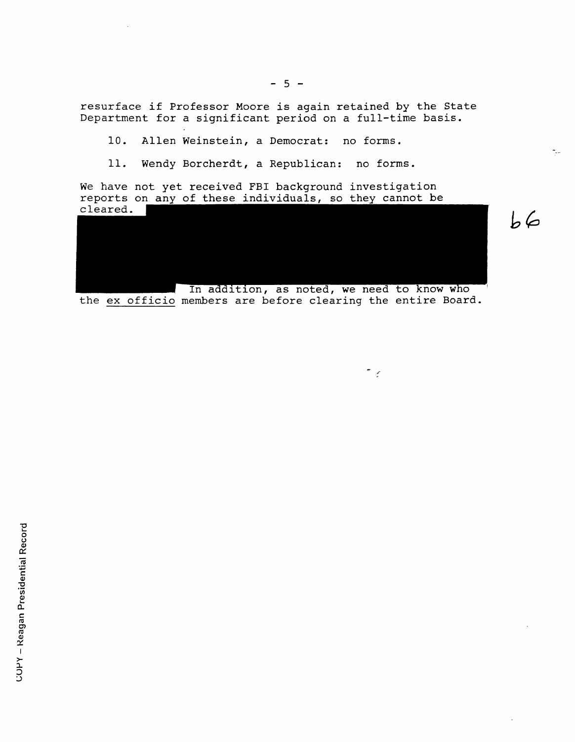resurface if Professor Moore is again retained by the State Department for a significant period on a full-time basis.

10. Allen Weinstein, a Democrat: no forms.

11. Wendy Borcherdt, a Republican: no forms.

We have not yet received FBI background investigation reports on any of these individuals, so they cannot be cleared. [REDACTED] b6

[REDACTED] In addition, as noted, we need to know who the *ex officio* members are before clearing the entire Board.